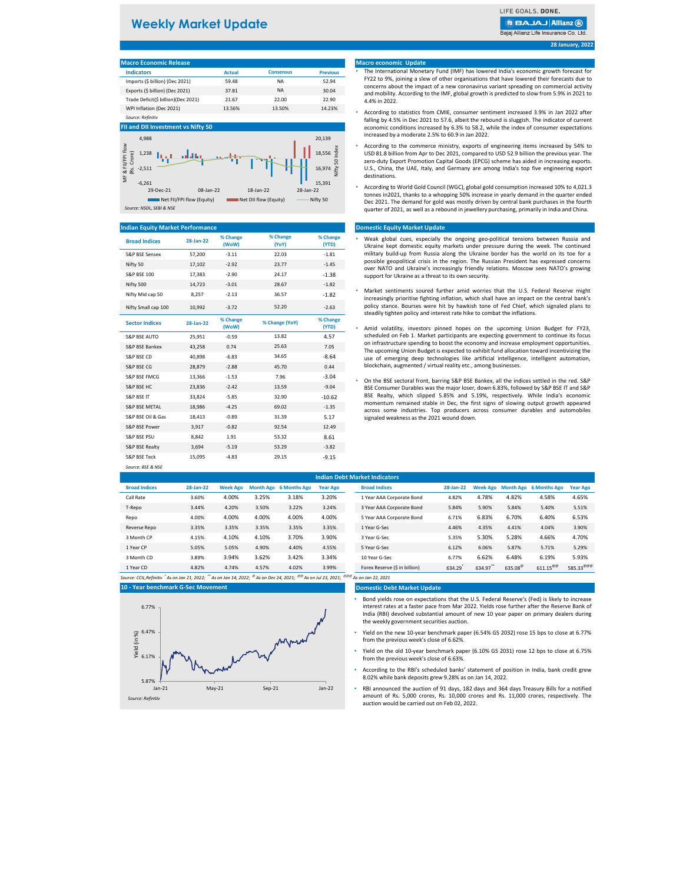# Weekly Market Update

LIFE GOALS. DONE.

Bajaj Allianz Life Insurance Co. Ltd.

28 January, 2022

## Macro Economic Release

| Indicators | Actual | Consensus | Previous |
|---|---|---|---|
| Imports ($ billion) (Dec 2021) | 59.48 | NA | 52.94 |
| Exports ($ billion) (Dec 2021) | 37.81 | NA | 30.04 |
| Trade Deficit($ billion)(Dec 2021) | 21.67 | 22.00 | 22.90 |
| WPI Inflation (Dec 2021) | 13.56% | 13.50% | 14.23% |

*Source: Refinitiv*

## FII and DII Investment vs Nifty 50

MF & FII/FPI flow (Rs. Crore): 4,988; 1,238; -2,511; -6,261

Nifty 50 Index: 20,139; 18,556; 16,974; 15,391

29-Dec-21 | 08-Jan-22 | 18-Jan-22 | 28-Jan-22

Net FII/FPI flow (Equity) | Net DII flow (Equity) | Nifty 50

*Source: NSDL, SEBI & NSE*

## Macro economic Update

- The International Monetary Fund (IMF) has lowered India's economic growth forecast for FY22 to 9%, joining a slew of other organisations that have lowered their forecasts due to concerns about the impact of a new coronavirus variant spreading on commercial activity and mobility. According to the IMF, global growth is predicted to slow from 5.9% in 2021 to 4.4% in 2022.
- According to statistics from CMIE, consumer sentiment increased 3.9% in Jan 2022 after falling by 4.5% in Dec 2021 to 57.6, albeit the rebound is sluggish. The indicator of current economic conditions increased by 6.3% to 58.2, while the index of consumer expectations increased by a moderate 2.5% to 60.9 in Jan 2022.
- According to the commerce ministry, exports of engineering items increased by 54% to USD 81.8 billion from Apr to Dec 2021, compared to USD 52.9 billion the previous year. The zero-duty Export Promotion Capital Goods (EPCG) scheme has aided in increasing exports. U.S., China, the UAE, Italy, and Germany are among India's top five engineering export destinations.
- According to World Gold Council (WGC), global gold consumption increased 10% to 4,021.3 tonnes in2021, thanks to a whopping 50% increase in yearly demand in the quarter ended Dec 2021. The demand for gold was mostly driven by central bank purchases in the fourth quarter of 2021, as well as a rebound in jewellery purchasing, primarily in India and China.

## Indian Equity Market Performance

| Broad Indices | 28-Jan-22 | % Change (WoW) | % Change (YoY) | % Change (YTD) |
|---|---|---|---|---|
| S&P BSE Sensex | 57,200 | -3.11 | 22.03 | -1.81 |
| Nifty 50 | 17,102 | -2.92 | 23.77 | -1.45 |
| S&P BSE 100 | 17,383 | -2.90 | 24.17 | -1.38 |
| Nifty 500 | 14,723 | -3.01 | 28.67 | -1.82 |
| Nifty Mid cap 50 | 8,257 | -2.13 | 36.57 | -1.82 |
| Nifty Small cap 100 | 10,992 | -3.72 | 52.20 | -2.63 |
| **Sector Indices** | **28-Jan-22** | **% Change (WoW)** | **% Change (YoY)** | **% Change (YTD)** |
| S&P BSE AUTO | 25,951 | -0.59 | 13.82 | 4.57 |
| S&P BSE Bankex | 43,258 | 0.74 | 25.63 | 7.05 |
| S&P BSE CD | 40,898 | -6.83 | 34.65 | -8.64 |
| S&P BSE CG | 28,879 | -2.88 | 45.70 | 0.44 |
| S&P BSE FMCG | 13,366 | -1.53 | 7.96 | -3.04 |
| S&P BSE HC | 23,836 | -2.42 | 13.59 | -9.04 |
| S&P BSE IT | 33,824 | -5.85 | 32.90 | -10.62 |
| S&P BSE METAL | 18,986 | -4.25 | 69.02 | -1.35 |
| S&P BSE Oil & Gas | 18,413 | -0.89 | 31.39 | 5.17 |
| S&P BSE Power | 3,917 | -0.82 | 92.54 | 12.49 |
| S&P BSE PSU | 8,842 | 1.91 | 53.32 | 8.61 |
| S&P BSE Realty | 3,694 | -5.19 | 53.29 | -3.82 |
| S&P BSE Teck | 15,095 | -4.83 | 29.15 | -9.15 |

*Source: BSE & NSE*

## Domestic Equity Market Update

- Weak global cues, especially the ongoing geo-political tensions between Russia and Ukraine kept domestic equity markets under pressure during the week. The continued military build-up from Russia along the Ukraine border has the world on its toe for a possible geopolitical crisis in the region. The Russian President has expressed concerns over NATO and Ukraine's increasingly friendly relations. Moscow sees NATO's growing support for Ukraine as a threat to its own security.
- Market sentiments soured further amid worries that the U.S. Federal Reserve might increasingly prioritise fighting inflation, which shall have an impact on the central bank's policy stance. Bourses were hit by hawkish tone of Fed Chief, which signaled plans to steadily tighten policy and interest rate hike to combat the inflations.
- Amid volatility, investors pinned hopes on the upcoming Union Budget for FY23, scheduled on Feb 1. Market participants are expecting government to continue its focus on infrastructure spending to boost the economy and increase employment opportunities. The upcoming Union Budget is expected to exhibit fund allocation toward incentivizing the use of emerging deep technologies like artificial intelligence, intelligent automation, blockchain, augmented / virtual reality etc., among businesses.
- On the BSE sectoral front, barring S&P BSE Bankex, all the indices settled in the red. S&P BSE Consumer Durables was the major loser, down 6.83%, followed by S&P BSE IT and S&P BSE Realty, which slipped 5.85% and 5.19%, respectively. While India's economic momentum remained stable in Dec, the first signs of slowing output growth appeared across some industries. Top producers across consumer durables and automobiles signaled weakness as the 2021 wound down.

## Indian Debt Market Indicators

| Broad Indices | 28-Jan-22 | Week Ago | Month Ago | 6 Months Ago | Year Ago |
|---|---|---|---|---|---|
| Call Rate | 3.60% | 4.00% | 3.25% | 3.18% | 3.20% |
| T-Repo | 3.44% | 4.20% | 3.50% | 3.22% | 3.24% |
| Repo | 4.00% | 4.00% | 4.00% | 4.00% | 4.00% |
| Reverse Repo | 3.35% | 3.35% | 3.35% | 3.35% | 3.35% |
| 3 Month CP | 4.15% | 4.10% | 4.10% | 3.70% | 3.90% |
| 1 Year CP | 5.05% | 5.05% | 4.90% | 4.40% | 4.55% |
| 3 Month CD | 3.89% | 3.94% | 3.62% | 3.42% | 3.34% |
| 1 Year CD | 4.82% | 4.74% | 4.57% | 4.02% | 3.99% |

| Broad Indices | 28-Jan-22 | Week Ago | Month Ago | 6 Months Ago | Year Ago |
|---|---|---|---|---|---|
| 1 Year AAA Corporate Bond | 4.82% | 4.78% | 4.82% | 4.58% | 4.65% |
| 3 Year AAA Corporate Bond | 5.84% | 5.90% | 5.84% | 5.40% | 5.51% |
| 5 Year AAA Corporate Bond | 6.71% | 6.83% | 6.70% | 6.40% | 6.53% |
| 1 Year G-Sec | 4.46% | 4.35% | 4.41% | 4.04% | 3.90% |
| 3 Year G-Sec | 5.35% | 5.30% | 5.28% | 4.66% | 4.70% |
| 5 Year G-Sec | 6.12% | 6.06% | 5.87% | 5.71% | 5.29% |
| 10 Year G-Sec | 6.77% | 6.62% | 6.48% | 6.19% | 5.93% |
| Forex Reserve ($ in billion) | 634.29* | 634.97** | 635.08@ | 611.15@@ | 585.33@@@ |

*Source: CCIL,Refinitiv \* As on Jan 21, 2022; \*\* As on Jan 14, 2022; @ As on Dec 24, 2021; @@ As on Jul 23, 2021; @@@ As on Jan 22, 2021*

## 10 - Year benchmark G-Sec Movement

Yield (in %): 6.77%; 6.47%; 6.17%; 5.87%

Jan-21 | May-21 | Sep-21 | Jan-22

*Source: Refinitiv*

## Domestic Debt Market Update

- Bond yields rose on expectations that the U.S. Federal Reserve's (Fed) is likely to increase interest rates at a faster pace from Mar 2022. Yields rose further after the Reserve Bank of India (RBI) devolved substantial amount of new 10 year paper on primary dealers during the weekly government securities auction.
- Yield on the new 10-year benchmark paper (6.54% GS 2032) rose 15 bps to close at 6.77% from the previous week's close of 6.62%.
- Yield on the old 10-year benchmark paper (6.10% GS 2031) rose 12 bps to close at 6.75% from the previous week's close of 6.63%.
- According to the RBI's scheduled banks' statement of position in India, bank credit grew 8.02% while bank deposits grew 9.28% as on Jan 14, 2022.
- RBI announced the auction of 91 days, 182 days and 364 days Treasury Bills for a notified amount of Rs. 5,000 crores, Rs. 10,000 crores and Rs. 11,000 crores, respectively. The auction would be carried out on Feb 02, 2022.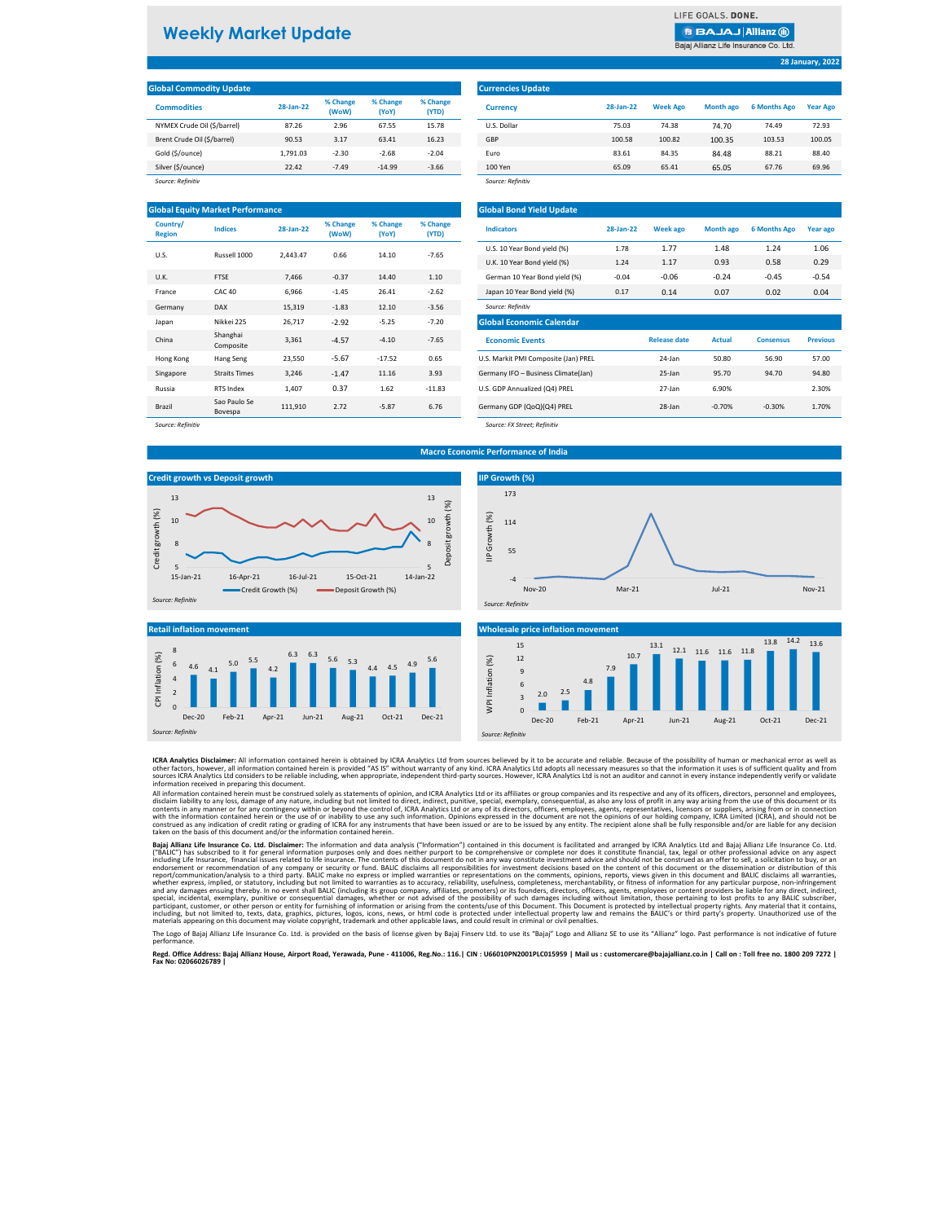# Weekly Market Update

LIFE GOALS. DONE.
BAJAJ | Allianz
Bajaj Allianz Life Insurance Co. Ltd.

**28 January, 2022**

## Global Commodity Update

| Commodities | 28-Jan-22 | % Change (WoW) | % Change (YoY) | % Change (YTD) |
|---|---|---|---|---|
| NYMEX Crude Oil ($/barrel) | 87.26 | 2.96 | 67.55 | 15.78 |
| Brent Crude Oil ($/barrel) | 90.53 | 3.17 | 63.41 | 16.23 |
| Gold ($/ounce) | 1,791.03 | -2.30 | -2.68 | -2.04 |
| Silver ($/ounce) | 22.42 | -7.49 | -14.99 | -3.66 |

*Source: Refinitiv*

## Currencies Update

| Currency | 28-Jan-22 | Week Ago | Month ago | 6 Months Ago | Year Ago |
|---|---|---|---|---|---|
| U.S. Dollar | 75.03 | 74.38 | 74.70 | 74.49 | 72.93 |
| GBP | 100.58 | 100.82 | 100.35 | 103.53 | 100.05 |
| Euro | 83.61 | 84.35 | 84.48 | 88.21 | 88.40 |
| 100 Yen | 65.09 | 65.41 | 65.05 | 67.76 | 69.96 |

*Source: Refinitiv*

## Global Equity Market Performance

| Country/ Region | Indices | 28-Jan-22 | % Change (WoW) | % Change (YoY) | % Change (YTD) |
|---|---|---|---|---|---|
| U.S. | Russell 1000 | 2,443.47 | 0.66 | 14.10 | -7.65 |
| U.K. | FTSE | 7,466 | -0.37 | 14.40 | 1.10 |
| France | CAC 40 | 6,966 | -1.45 | 26.41 | -2.62 |
| Germany | DAX | 15,319 | -1.83 | 12.10 | -3.56 |
| Japan | Nikkei 225 | 26,717 | -2.92 | -5.25 | -7.20 |
| China | Shanghai Composite | 3,361 | -4.57 | -4.10 | -7.65 |
| Hong Kong | Hang Seng | 23,550 | -5.67 | -17.52 | 0.65 |
| Singapore | Straits Times | 3,246 | -1.47 | 11.16 | 3.93 |
| Russia | RTS Index | 1,407 | 0.37 | 1.62 | -11.83 |
| Brazil | Sao Paulo Se Bovespa | 111,910 | 2.72 | -5.87 | 6.76 |

*Source: Refinitiv*

## Global Bond Yield Update

| Indicators | 28-Jan-22 | Week ago | Month ago | 6 Months Ago | Year ago |
|---|---|---|---|---|---|
| U.S. 10 Year Bond yield (%) | 1.78 | 1.77 | 1.48 | 1.24 | 1.06 |
| U.K. 10 Year Bond yield (%) | 1.24 | 1.17 | 0.93 | 0.58 | 0.29 |
| German 10 Year Bond yield (%) | -0.04 | -0.06 | -0.24 | -0.45 | -0.54 |
| Japan 10 Year Bond yield (%) | 0.17 | 0.14 | 0.07 | 0.02 | 0.04 |

*Source: Refinitiv*

## Global Economic Calendar

| Economic Events | Release date | Actual | Consensus | Previous |
|---|---|---|---|---|
| U.S. Markit PMI Composite (Jan) PREL | 24-Jan | 50.80 | 56.90 | 57.00 |
| Germany IFO – Business Climate(Jan) | 25-Jan | 95.70 | 94.70 | 94.80 |
| U.S. GDP Annualized (Q4) PREL | 27-Jan | 6.90% | | 2.30% |
| Germany GDP (QoQ)(Q4) PREL | 28-Jan | -0.70% | -0.30% | 1.70% |

*Source: FX Street; Refinitiv*

## Macro Economic Performance of India

### Credit growth vs Deposit growth

Credit growth (%) — Deposit growth (%)
13, 10, 8, 5
15-Jan-21, 16-Apr-21, 16-Jul-21, 15-Oct-21, 14-Jan-22
Credit Growth (%) — Deposit Growth (%)

*Source: Refinitiv*

### IIP Growth (%)

IIP Growth (%)
173, 114, 55, -4
Nov-20, Mar-21, Jul-21, Nov-21

*Source: Refinitiv*

### Retail inflation movement

CPI Inflation (%)
4.6, 4.1, 5.0, 5.5, 4.2, 6.3, 6.3, 5.6, 5.3, 4.4, 4.5, 4.9, 5.6
Dec-20, Feb-21, Apr-21, Jun-21, Aug-21, Oct-21, Dec-21

*Source: Refinitiv*

### Wholesale price inflation movement

WPI Inflation (%)
2.0, 2.5, 4.8, 7.9, 10.7, 13.1, 12.1, 11.6, 11.6, 11.8, 13.8, 14.2, 13.6
Dec-20, Feb-21, Apr-21, Jun-21, Aug-21, Oct-21, Dec-21

*Source: Refinitiv*

**ICRA Analytics Disclaimer:** All information contained herein is obtained by ICRA Analytics Ltd from sources believed by it to be accurate and reliable. Because of the possibility of human or mechanical error as well as other factors, however, all information contained herein is provided "AS IS" without warranty of any kind. ICRA Analytics Ltd adopts all necessary measures so that the information it uses is of sufficient quality and from sources ICRA Analytics Ltd considers to be reliable including, when appropriate, independent third-party sources. However, ICRA Analytics Ltd is not an auditor and cannot in every instance independently verify or validate information received in preparing this document.

All information contained herein must be construed solely as statements of opinion, and ICRA Analytics Ltd or its affiliates or group companies and its respective and any of its officers, directors, personnel and employees, disclaim liability to any loss, damage of any nature, including but not limited to direct, indirect, punitive, special, exemplary, consequential, as also any loss of profit in any way arising from the use of this document or its contents in any manner or for any contingency within or beyond the control of, ICRA Analytics Ltd or any of its directors, officers, employees, agents, representatives, licensors or suppliers, arising from or in connection with the information contained herein or the use of or inability to use any such information. Opinions expressed in the document are not the opinions of our holding company, ICRA Limited (ICRA), and should not be construed as any indication of credit rating or grading of ICRA for any instruments that have been issued or are to be issued by any entity. The recipient alone shall be fully responsible and/or are liable for any decision taken on the basis of this document and/or the information contained herein.

**Bajaj Allianz Life Insurance Co. Ltd. Disclaimer:** The information and data analysis ("Information") contained in this document is facilitated and arranged by ICRA Analytics Ltd and Bajaj Allianz Life Insurance Co. Ltd. ("BALIC") has subscribed to it for general information purposes only and does neither purport to be comprehensive or complete nor does it constitute financial, tax, legal or other professional advice on any aspect including Life Insurance, financial issues related to life insurance. The contents of this document do not in any way constitute investment advice and should not be construed as an offer to sell, a solicitation to buy, or an endorsement or recommendation of any company or security or fund. BALIC disclaims all responsibilities for investment decisions based on the content of this document or the dissemination or distribution of this report/communication/analysis to a third party. BALIC make no express or implied warranties or representations on the comments, opinions, reports, views given in this document and BALIC disclaims all warranties, whether express, implied, or statutory, including but not limited to warranties as to accuracy, reliability, usefulness, completeness, merchantability, or fitness of information for any particular purpose, non-infringement and any damages ensuing thereby. In no event shall BALIC (including its group company, affiliates, promoters) or its founders, directors, officers, agents, employees or content providers be liable for any direct, indirect, special, incidental, exemplary, punitive or consequential damages, whether or not advised of the possibility of such damages including without limitation, those pertaining to lost profits to any BALIC subscriber, participant, customer, or other person or entity for furnishing of information or arising from the contents/use of this Document. This Document is protected by intellectual property rights. Any material that it contains, including, but not limited to, texts, data, graphics, pictures, logos, icons, news, or html code is protected under intellectual property law and remains the BALIC's or third party's property. Unauthorized use of the materials appearing on this document may violate copyright, trademark and other applicable laws, and could result in criminal or civil penalties.

The Logo of Bajaj Allianz Life Insurance Co. Ltd. is provided on the basis of license given by Bajaj Finserv Ltd. to use its "Bajaj" Logo and Allianz SE to use its "Allianz" logo. Past performance is not indicative of future performance.

**Regd. Office Address: Bajaj Allianz House, Airport Road, Yerawada, Pune - 411006, Reg.No.: 116.| CIN : U66010PN2001PLC015959 | Mail us : customercare@bajajallianz.co.in | Call on : Toll free no. 1800 209 7272 | Fax No: 02066026789 |**